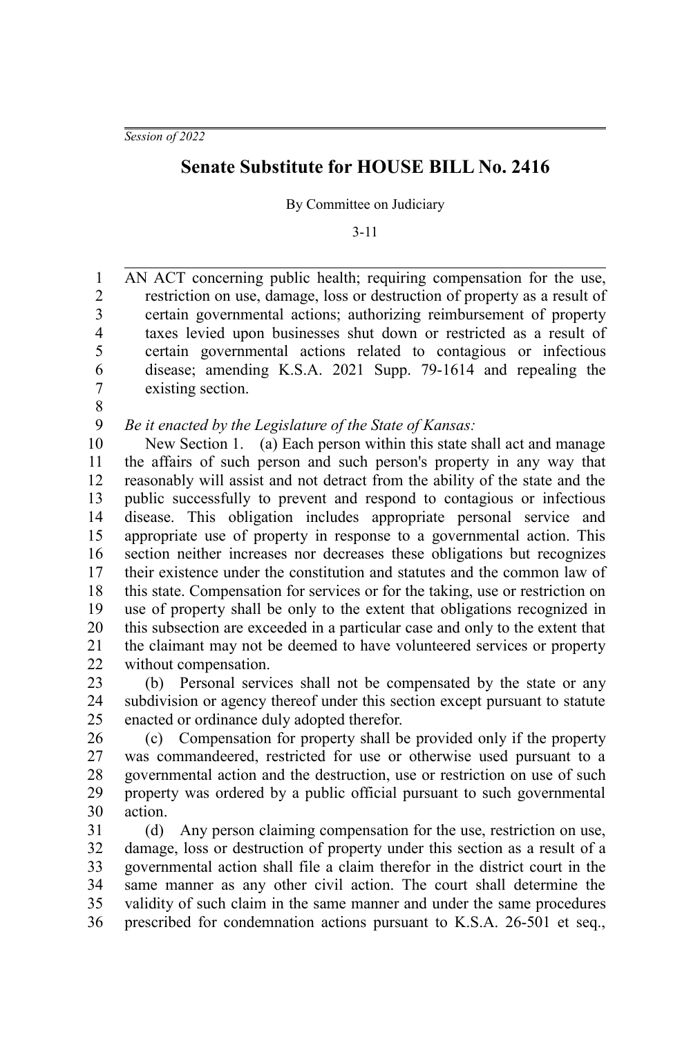*Session of 2022*

# Senate Substitute for HOUSE BILL No. 2416

By Committee on Judiciary

3-11

AN ACT concerning public health; requiring compensation for the use, restriction on use, damage, loss or destruction of property as a result of certain governmental actions; authorizing reimbursement of property taxes levied upon businesses shut down or restricted as a result of certain governmental actions related to contagious or infectious disease; amending K.S.A. 2021 Supp. 79-1614 and repealing the existing section.

*Be it enacted by the Legislature of the State of Kansas:*

New Section 1. (a) Each person within this state shall act and manage the affairs of such person and such person's property in any way that reasonably will assist and not detract from the ability of the state and the public successfully to prevent and respond to contagious or infectious disease. This obligation includes appropriate personal service and appropriate use of property in response to a governmental action. This section neither increases nor decreases these obligations but recognizes their existence under the constitution and statutes and the common law of this state. Compensation for services or for the taking, use or restriction on use of property shall be only to the extent that obligations recognized in this subsection are exceeded in a particular case and only to the extent that the claimant may not be deemed to have volunteered services or property without compensation.

(b) Personal services shall not be compensated by the state or any subdivision or agency thereof under this section except pursuant to statute enacted or ordinance duly adopted therefor.

(c) Compensation for property shall be provided only if the property was commandeered, restricted for use or otherwise used pursuant to a governmental action and the destruction, use or restriction on use of such property was ordered by a public official pursuant to such governmental action.

(d) Any person claiming compensation for the use, restriction on use, damage, loss or destruction of property under this section as a result of a governmental action shall file a claim therefor in the district court in the same manner as any other civil action. The court shall determine the validity of such claim in the same manner and under the same procedures prescribed for condemnation actions pursuant to K.S.A. 26-501 et seq.,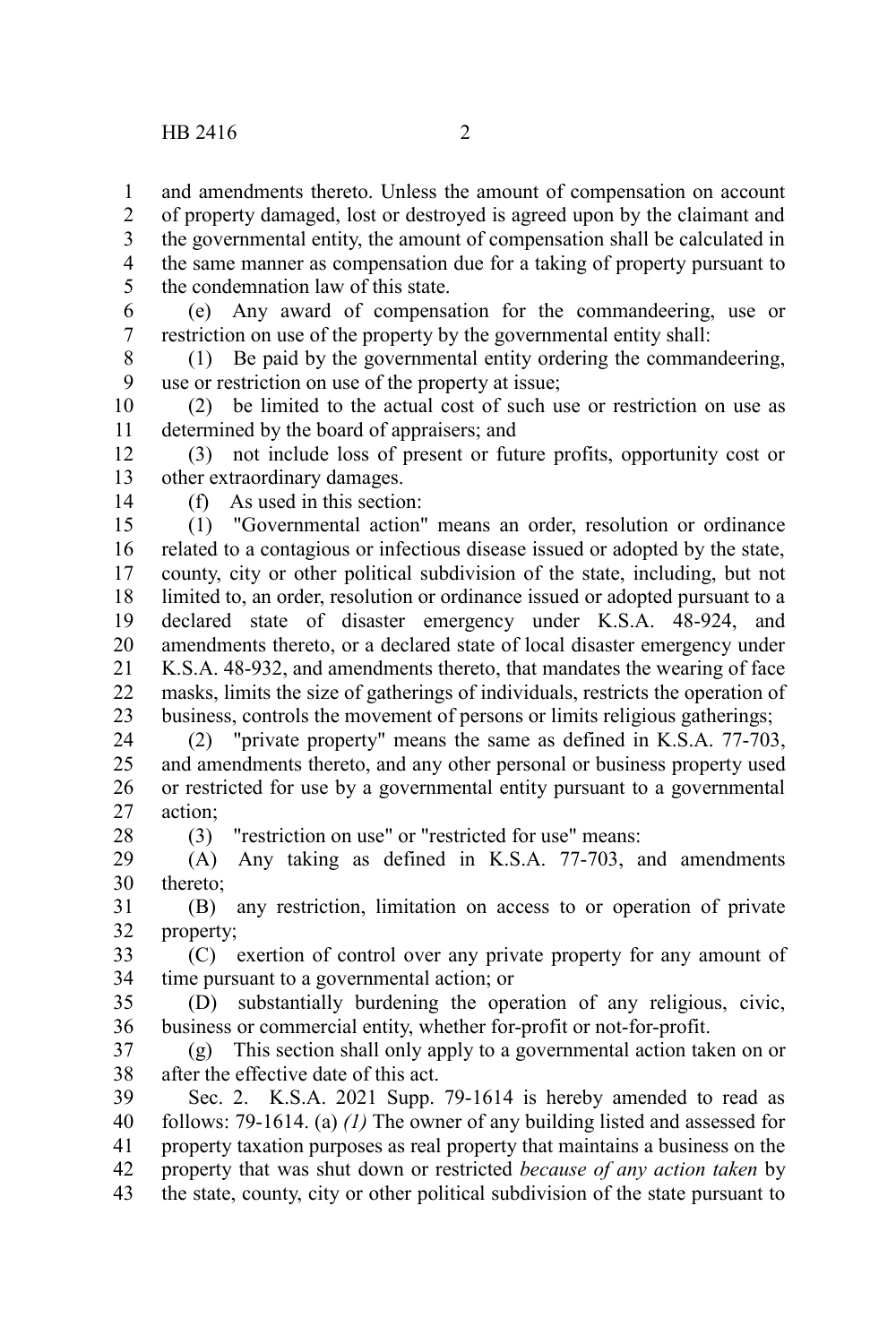and amendments thereto. Unless the amount of compensation on account of property damaged, lost or destroyed is agreed upon by the claimant and the governmental entity, the amount of compensation shall be calculated in the same manner as compensation due for a taking of property pursuant to the condemnation law of this state.

(e) Any award of compensation for the commandeering, use or restriction on use of the property by the governmental entity shall:

(1) Be paid by the governmental entity ordering the commandeering, use or restriction on use of the property at issue;

(2) be limited to the actual cost of such use or restriction on use as determined by the board of appraisers; and

(3) not include loss of present or future profits, opportunity cost or other extraordinary damages.

(f) As used in this section:

(1) "Governmental action" means an order, resolution or ordinance related to a contagious or infectious disease issued or adopted by the state, county, city or other political subdivision of the state, including, but not limited to, an order, resolution or ordinance issued or adopted pursuant to a declared state of disaster emergency under K.S.A. 48-924, and amendments thereto, or a declared state of local disaster emergency under K.S.A. 48-932, and amendments thereto, that mandates the wearing of face masks, limits the size of gatherings of individuals, restricts the operation of business, controls the movement of persons or limits religious gatherings;

(2) "private property" means the same as defined in K.S.A. 77-703, and amendments thereto, and any other personal or business property used or restricted for use by a governmental entity pursuant to a governmental action;

(3) "restriction on use" or "restricted for use" means:

(A) Any taking as defined in K.S.A. 77-703, and amendments thereto;

(B) any restriction, limitation on access to or operation of private property;

(C) exertion of control over any private property for any amount of time pursuant to a governmental action; or

(D) substantially burdening the operation of any religious, civic, business or commercial entity, whether for-profit or not-for-profit.

(g) This section shall only apply to a governmental action taken on or after the effective date of this act.

Sec. 2. K.S.A. 2021 Supp. 79-1614 is hereby amended to read as follows: 79-1614. (a) *(1)* The owner of any building listed and assessed for property taxation purposes as real property that maintains a business on the property that was shut down or restricted *because of any action taken* by the state, county, city or other political subdivision of the state pursuant to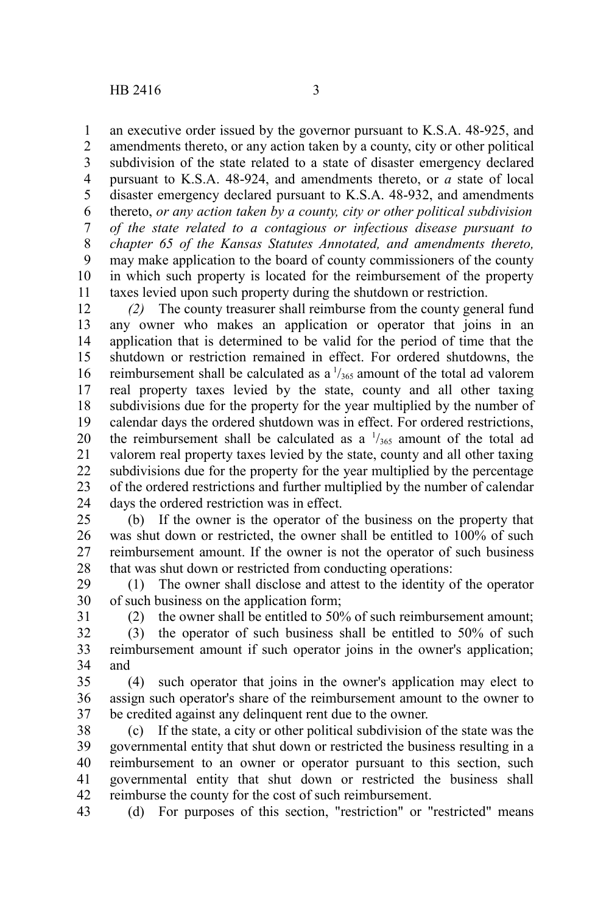an executive order issued by the governor pursuant to K.S.A. 48-925, and amendments thereto, or any action taken by a county, city or other political subdivision of the state related to a state of disaster emergency declared pursuant to K.S.A. 48-924, and amendments thereto, or *a* state of local disaster emergency declared pursuant to K.S.A. 48-932, and amendments thereto, *or any action taken by a county, city or other political subdivision of the state related to a contagious or infectious disease pursuant to chapter 65 of the Kansas Statutes Annotated, and amendments thereto,* may make application to the board of county commissioners of the county in which such property is located for the reimbursement of the property taxes levied upon such property during the shutdown or restriction.

*(2)* The county treasurer shall reimburse from the county general fund any owner who makes an application or operator that joins in an application that is determined to be valid for the period of time that the shutdown or restriction remained in effect. For ordered shutdowns, the reimbursement shall be calculated as a $^{1}/_{365}$ amount of the total ad valorem real property taxes levied by the state, county and all other taxing subdivisions due for the property for the year multiplied by the number of calendar days the ordered shutdown was in effect. For ordered restrictions, the reimbursement shall be calculated as a $^{1}/_{365}$ amount of the total ad valorem real property taxes levied by the state, county and all other taxing subdivisions due for the property for the year multiplied by the percentage of the ordered restrictions and further multiplied by the number of calendar days the ordered restriction was in effect.

(b) If the owner is the operator of the business on the property that was shut down or restricted, the owner shall be entitled to 100% of such reimbursement amount. If the owner is not the operator of such business that was shut down or restricted from conducting operations:

(1) The owner shall disclose and attest to the identity of the operator of such business on the application form;

(2) the owner shall be entitled to 50% of such reimbursement amount;

(3) the operator of such business shall be entitled to 50% of such reimbursement amount if such operator joins in the owner's application; and

(4) such operator that joins in the owner's application may elect to assign such operator's share of the reimbursement amount to the owner to be credited against any delinquent rent due to the owner.

(c) If the state, a city or other political subdivision of the state was the governmental entity that shut down or restricted the business resulting in a reimbursement to an owner or operator pursuant to this section, such governmental entity that shut down or restricted the business shall reimburse the county for the cost of such reimbursement.

(d) For purposes of this section, "restriction" or "restricted" means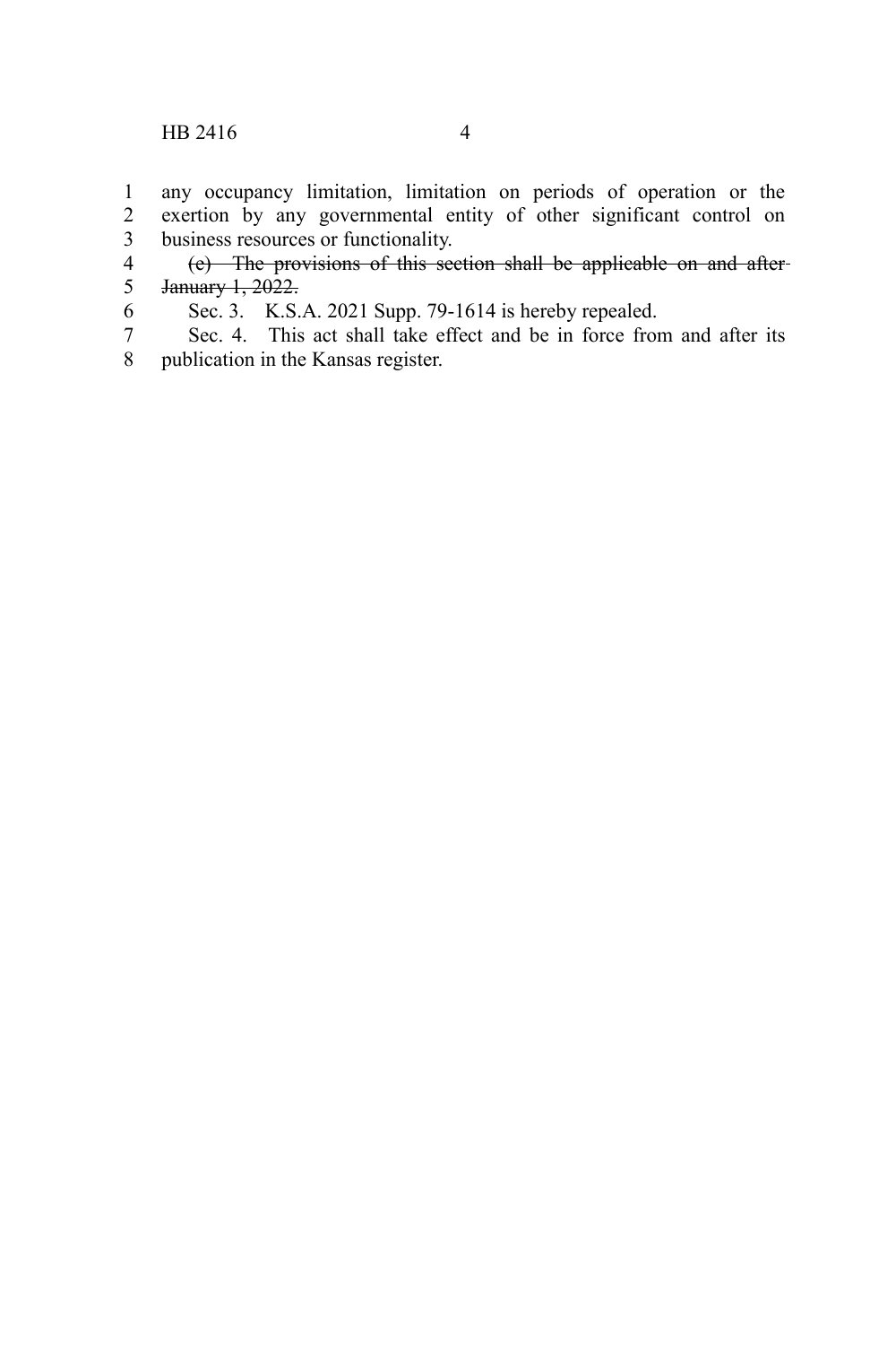any occupancy limitation, limitation on periods of operation or the exertion by any governmental entity of other significant control on business resources or functionality.

~~(c) The provisions of this section shall be applicable on and after January 1, 2022.~~

Sec. 3. K.S.A. 2021 Supp. 79-1614 is hereby repealed.

Sec. 4. This act shall take effect and be in force from and after its publication in the Kansas register.